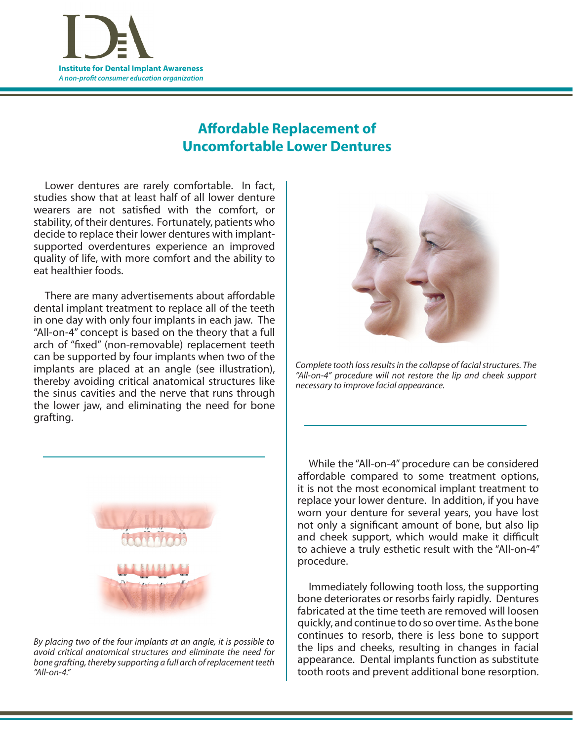**Institute for Dental Implant Awareness**
*A non-profit consumer education organization*

# Affordable Replacement of Uncomfortable Lower Dentures

Lower dentures are rarely comfortable. In fact, studies show that at least half of all lower denture wearers are not satisfied with the comfort, or stability, of their dentures. Fortunately, patients who decide to replace their lower dentures with implant-supported overdentures experience an improved quality of life, with more comfort and the ability to eat healthier foods.

There are many advertisements about affordable dental implant treatment to replace all of the teeth in one day with only four implants in each jaw. The "All-on-4" concept is based on the theory that a full arch of "fixed" (non-removable) replacement teeth can be supported by four implants when two of the implants are placed at an angle (see illustration), thereby avoiding critical anatomical structures like the sinus cavities and the nerve that runs through the lower jaw, and eliminating the need for bone grafting.

*By placing two of the four implants at an angle, it is possible to avoid critical anatomical structures and eliminate the need for bone grafting, thereby supporting a full arch of replacement teeth "All-on-4."*

*Complete tooth loss results in the collapse of facial structures. The "All-on-4" procedure will not restore the lip and cheek support necessary to improve facial appearance.*

While the "All-on-4" procedure can be considered affordable compared to some treatment options, it is not the most economical implant treatment to replace your lower denture. In addition, if you have worn your denture for several years, you have lost not only a significant amount of bone, but also lip and cheek support, which would make it difficult to achieve a truly esthetic result with the "All-on-4" procedure.

Immediately following tooth loss, the supporting bone deteriorates or resorbs fairly rapidly. Dentures fabricated at the time teeth are removed will loosen quickly, and continue to do so over time. As the bone continues to resorb, there is less bone to support the lips and cheeks, resulting in changes in facial appearance. Dental implants function as substitute tooth roots and prevent additional bone resorption.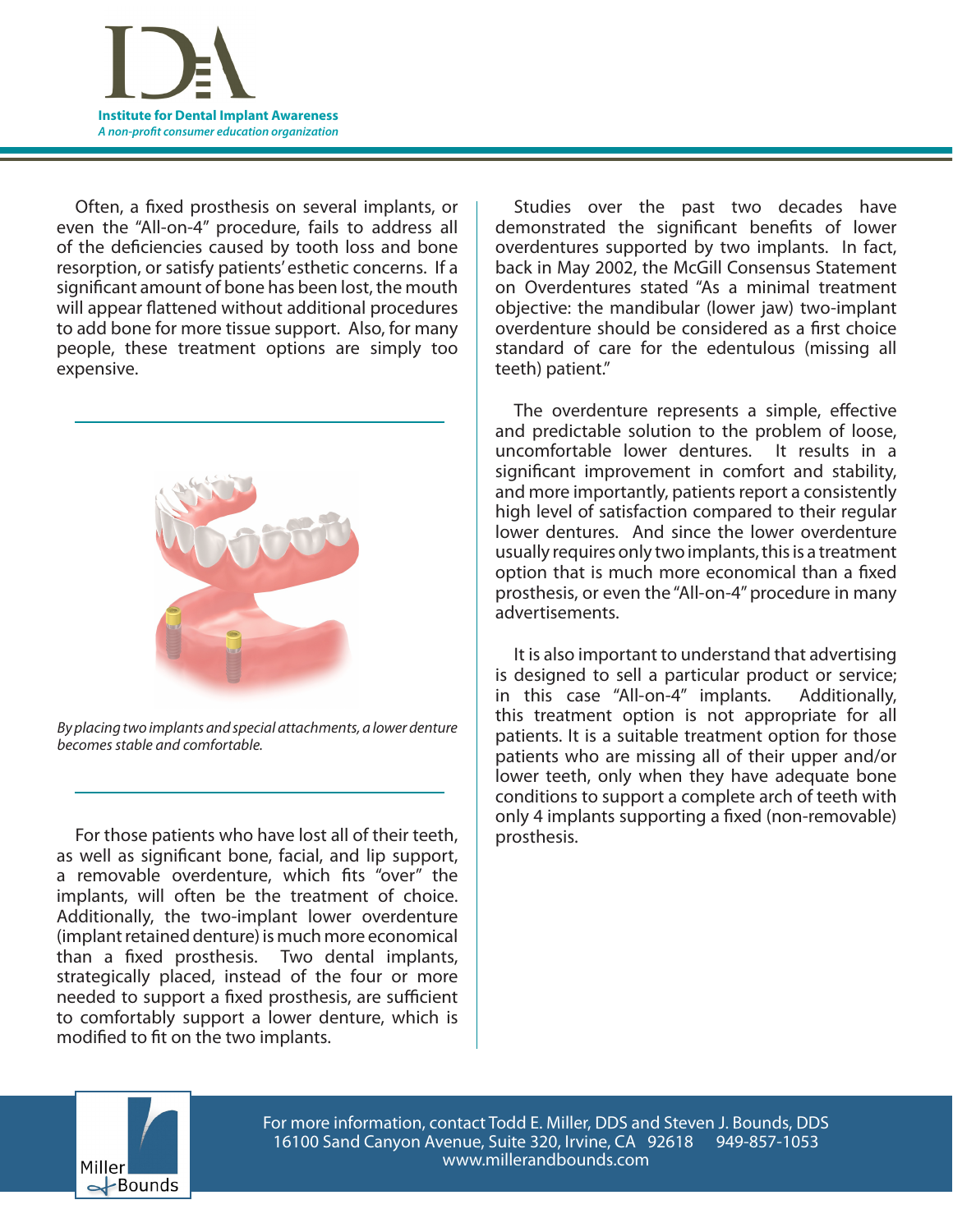Often, a fixed prosthesis on several implants, or even the "All-on-4" procedure, fails to address all of the deficiencies caused by tooth loss and bone resorption, or satisfy patients' esthetic concerns. If a significant amount of bone has been lost, the mouth will appear flattened without additional procedures to add bone for more tissue support. Also, for many people, these treatment options are simply too expensive.

*By placing two implants and special attachments, a lower denture becomes stable and comfortable.*

For those patients who have lost all of their teeth, as well as significant bone, facial, and lip support, a removable overdenture, which fits "over" the implants, will often be the treatment of choice. Additionally, the two-implant lower overdenture (implant retained denture) is much more economical than a fixed prosthesis. Two dental implants, strategically placed, instead of the four or more needed to support a fixed prosthesis, are sufficient to comfortably support a lower denture, which is modified to fit on the two implants.

Studies over the past two decades have demonstrated the significant benefits of lower overdentures supported by two implants. In fact, back in May 2002, the McGill Consensus Statement on Overdentures stated "As a minimal treatment objective: the mandibular (lower jaw) two-implant overdenture should be considered as a first choice standard of care for the edentulous (missing all teeth) patient."

The overdenture represents a simple, effective and predictable solution to the problem of loose, uncomfortable lower dentures. It results in a significant improvement in comfort and stability, and more importantly, patients report a consistently high level of satisfaction compared to their regular lower dentures. And since the lower overdenture usually requires only two implants, this is a treatment option that is much more economical than a fixed prosthesis, or even the "All-on-4" procedure in many advertisements.

It is also important to understand that advertising is designed to sell a particular product or service; in this case "All-on-4" implants. Additionally, this treatment option is not appropriate for all patients. It is a suitable treatment option for those patients who are missing all of their upper and/or lower teeth, only when they have adequate bone conditions to support a complete arch of teeth with only 4 implants supporting a fixed (non-removable) prosthesis.

For more information, contact Todd E. Miller, DDS and Steven J. Bounds, DDS
16100 Sand Canyon Avenue, Suite 320, Irvine, CA 92618 949-857-1053
www.millerandbounds.com